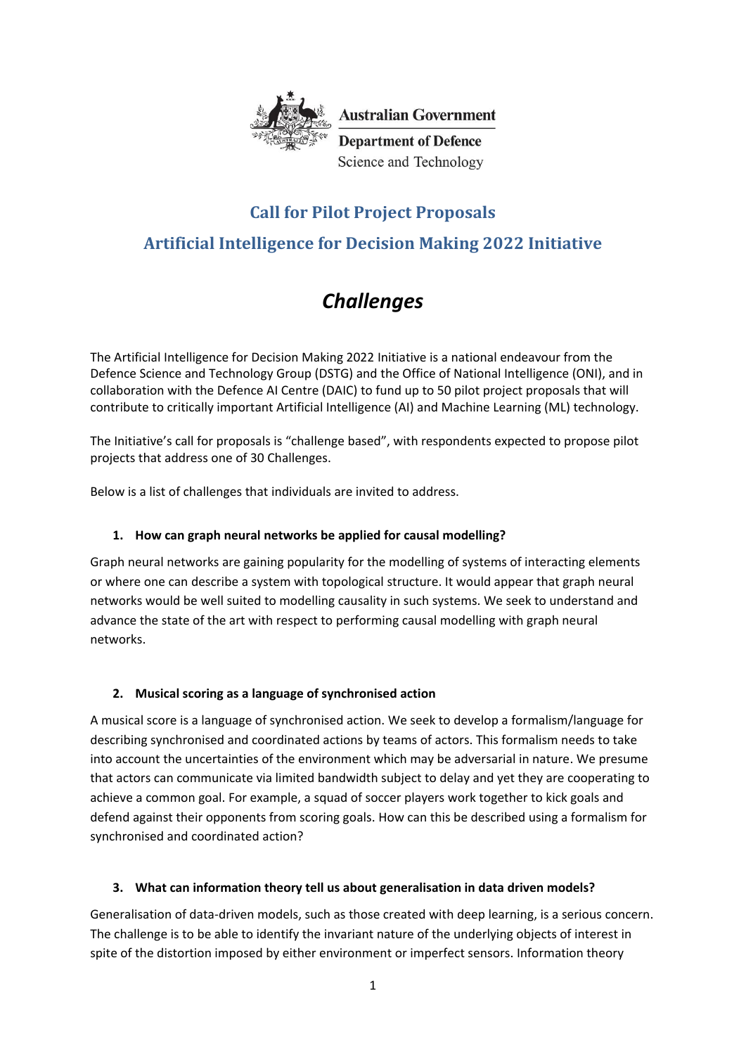Australian Government

Department of Defence

Science and Technology

# Call for Pilot Project Proposals

## Artificial Intelligence for Decision Making 2022 Initiative

## *Challenges*

The Artificial Intelligence for Decision Making 2022 Initiative is a national endeavour from the Defence Science and Technology Group (DSTG) and the Office of National Intelligence (ONI), and in collaboration with the Defence AI Centre (DAIC) to fund up to 50 pilot project proposals that will contribute to critically important Artificial Intelligence (AI) and Machine Learning (ML) technology.

The Initiative's call for proposals is "challenge based", with respondents expected to propose pilot projects that address one of 30 Challenges.

Below is a list of challenges that individuals are invited to address.

### 1. How can graph neural networks be applied for causal modelling?

Graph neural networks are gaining popularity for the modelling of systems of interacting elements or where one can describe a system with topological structure. It would appear that graph neural networks would be well suited to modelling causality in such systems. We seek to understand and advance the state of the art with respect to performing causal modelling with graph neural networks.

### 2. Musical scoring as a language of synchronised action

A musical score is a language of synchronised action. We seek to develop a formalism/language for describing synchronised and coordinated actions by teams of actors. This formalism needs to take into account the uncertainties of the environment which may be adversarial in nature. We presume that actors can communicate via limited bandwidth subject to delay and yet they are cooperating to achieve a common goal. For example, a squad of soccer players work together to kick goals and defend against their opponents from scoring goals. How can this be described using a formalism for synchronised and coordinated action?

### 3. What can information theory tell us about generalisation in data driven models?

Generalisation of data-driven models, such as those created with deep learning, is a serious concern. The challenge is to be able to identify the invariant nature of the underlying objects of interest in spite of the distortion imposed by either environment or imperfect sensors. Information theory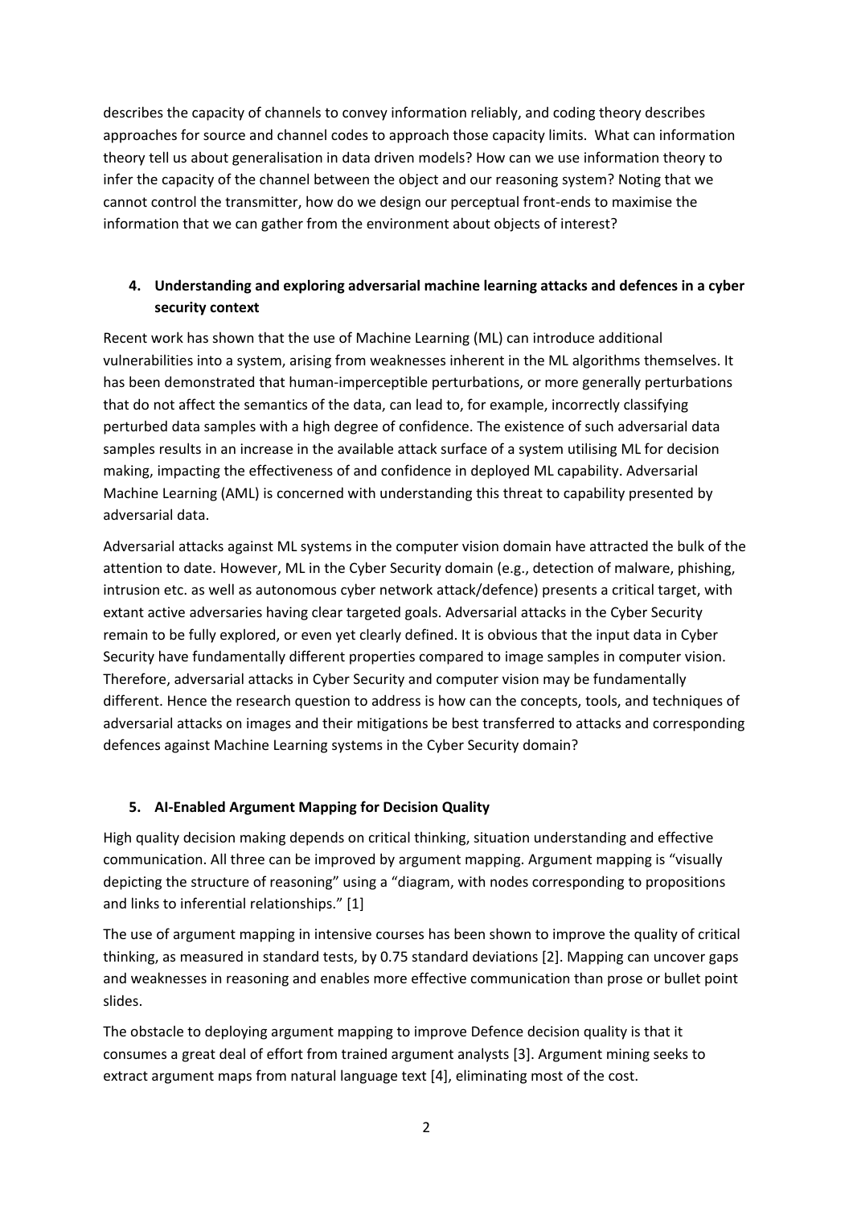describes the capacity of channels to convey information reliably, and coding theory describes approaches for source and channel codes to approach those capacity limits. What can information theory tell us about generalisation in data driven models? How can we use information theory to infer the capacity of the channel between the object and our reasoning system? Noting that we cannot control the transmitter, how do we design our perceptual front-ends to maximise the information that we can gather from the environment about objects of interest?

**4. Understanding and exploring adversarial machine learning attacks and defences in a cyber security context**

Recent work has shown that the use of Machine Learning (ML) can introduce additional vulnerabilities into a system, arising from weaknesses inherent in the ML algorithms themselves. It has been demonstrated that human-imperceptible perturbations, or more generally perturbations that do not affect the semantics of the data, can lead to, for example, incorrectly classifying perturbed data samples with a high degree of confidence. The existence of such adversarial data samples results in an increase in the available attack surface of a system utilising ML for decision making, impacting the effectiveness of and confidence in deployed ML capability. Adversarial Machine Learning (AML) is concerned with understanding this threat to capability presented by adversarial data.

Adversarial attacks against ML systems in the computer vision domain have attracted the bulk of the attention to date. However, ML in the Cyber Security domain (e.g., detection of malware, phishing, intrusion etc. as well as autonomous cyber network attack/defence) presents a critical target, with extant active adversaries having clear targeted goals. Adversarial attacks in the Cyber Security remain to be fully explored, or even yet clearly defined. It is obvious that the input data in Cyber Security have fundamentally different properties compared to image samples in computer vision. Therefore, adversarial attacks in Cyber Security and computer vision may be fundamentally different. Hence the research question to address is how can the concepts, tools, and techniques of adversarial attacks on images and their mitigations be best transferred to attacks and corresponding defences against Machine Learning systems in the Cyber Security domain?

**5. AI-Enabled Argument Mapping for Decision Quality**

High quality decision making depends on critical thinking, situation understanding and effective communication. All three can be improved by argument mapping. Argument mapping is "visually depicting the structure of reasoning" using a "diagram, with nodes corresponding to propositions and links to inferential relationships." [1]

The use of argument mapping in intensive courses has been shown to improve the quality of critical thinking, as measured in standard tests, by 0.75 standard deviations [2]. Mapping can uncover gaps and weaknesses in reasoning and enables more effective communication than prose or bullet point slides.

The obstacle to deploying argument mapping to improve Defence decision quality is that it consumes a great deal of effort from trained argument analysts [3]. Argument mining seeks to extract argument maps from natural language text [4], eliminating most of the cost.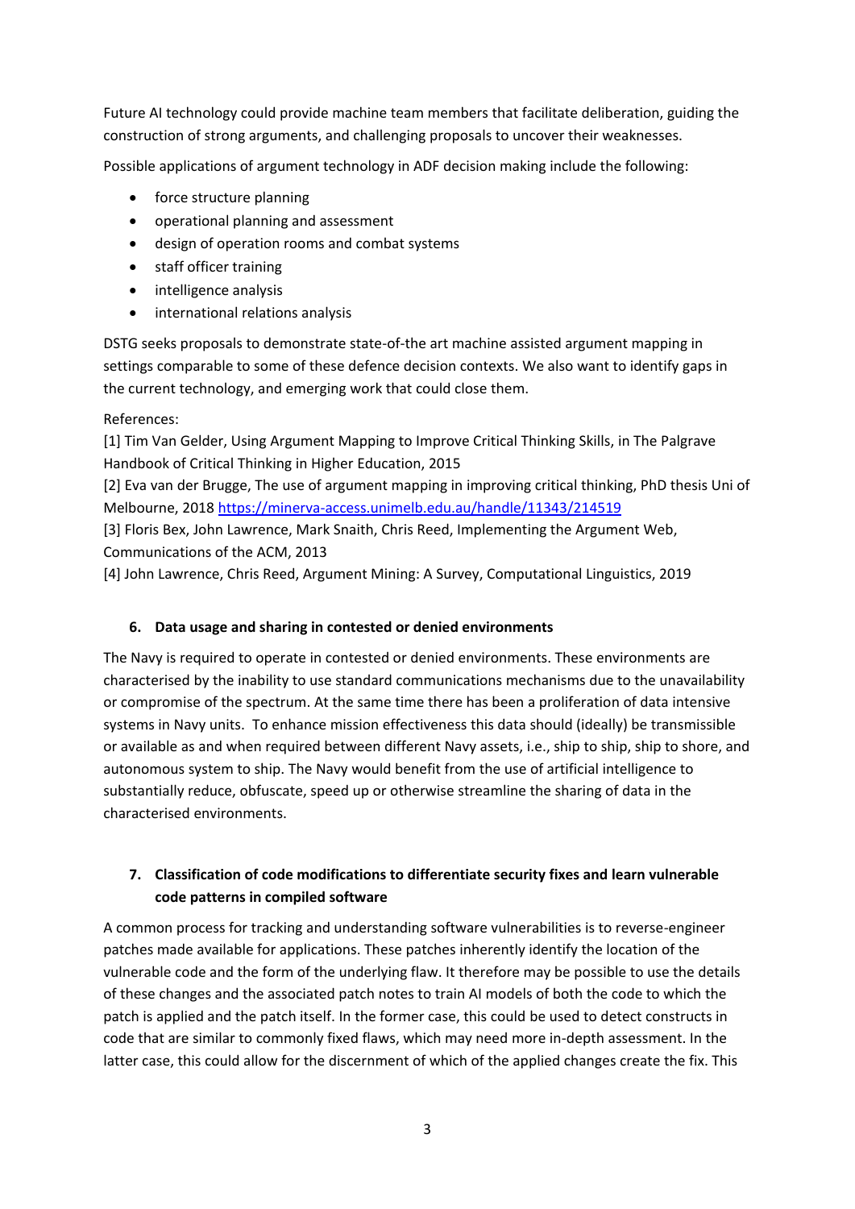Future AI technology could provide machine team members that facilitate deliberation, guiding the construction of strong arguments, and challenging proposals to uncover their weaknesses.

Possible applications of argument technology in ADF decision making include the following:

- force structure planning
- operational planning and assessment
- design of operation rooms and combat systems
- staff officer training
- intelligence analysis
- international relations analysis

DSTG seeks proposals to demonstrate state-of-the art machine assisted argument mapping in settings comparable to some of these defence decision contexts. We also want to identify gaps in the current technology, and emerging work that could close them.

References:
[1] Tim Van Gelder, Using Argument Mapping to Improve Critical Thinking Skills, in The Palgrave Handbook of Critical Thinking in Higher Education, 2015
[2] Eva van der Brugge, The use of argument mapping in improving critical thinking, PhD thesis Uni of Melbourne, 2018 https://minerva-access.unimelb.edu.au/handle/11343/214519
[3] Floris Bex, John Lawrence, Mark Snaith, Chris Reed, Implementing the Argument Web, Communications of the ACM, 2013
[4] John Lawrence, Chris Reed, Argument Mining: A Survey, Computational Linguistics, 2019

### 6. Data usage and sharing in contested or denied environments

The Navy is required to operate in contested or denied environments. These environments are characterised by the inability to use standard communications mechanisms due to the unavailability or compromise of the spectrum. At the same time there has been a proliferation of data intensive systems in Navy units. To enhance mission effectiveness this data should (ideally) be transmissible or available as and when required between different Navy assets, i.e., ship to ship, ship to shore, and autonomous system to ship. The Navy would benefit from the use of artificial intelligence to substantially reduce, obfuscate, speed up or otherwise streamline the sharing of data in the characterised environments.

### 7. Classification of code modifications to differentiate security fixes and learn vulnerable code patterns in compiled software

A common process for tracking and understanding software vulnerabilities is to reverse-engineer patches made available for applications. These patches inherently identify the location of the vulnerable code and the form of the underlying flaw. It therefore may be possible to use the details of these changes and the associated patch notes to train AI models of both the code to which the patch is applied and the patch itself. In the former case, this could be used to detect constructs in code that are similar to commonly fixed flaws, which may need more in-depth assessment. In the latter case, this could allow for the discernment of which of the applied changes create the fix. This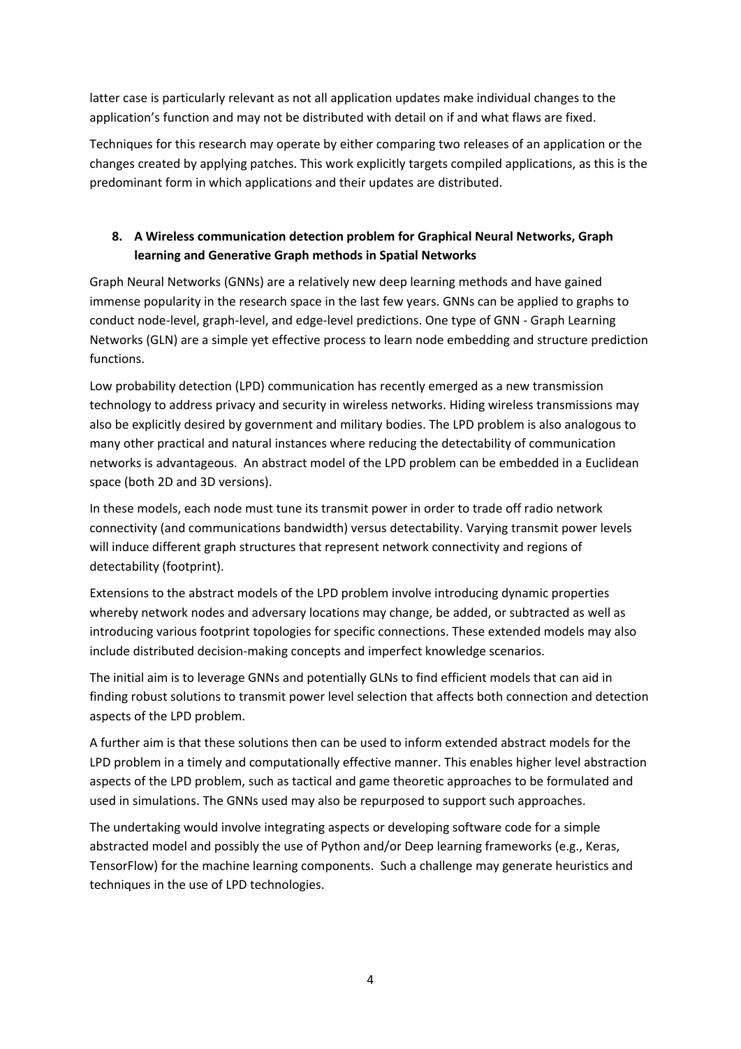latter case is particularly relevant as not all application updates make individual changes to the application's function and may not be distributed with detail on if and what flaws are fixed.

Techniques for this research may operate by either comparing two releases of an application or the changes created by applying patches. This work explicitly targets compiled applications, as this is the predominant form in which applications and their updates are distributed.

## 8. A Wireless communication detection problem for Graphical Neural Networks, Graph learning and Generative Graph methods in Spatial Networks

Graph Neural Networks (GNNs) are a relatively new deep learning methods and have gained immense popularity in the research space in the last few years. GNNs can be applied to graphs to conduct node-level, graph-level, and edge-level predictions. One type of GNN - Graph Learning Networks (GLN) are a simple yet effective process to learn node embedding and structure prediction functions.

Low probability detection (LPD) communication has recently emerged as a new transmission technology to address privacy and security in wireless networks. Hiding wireless transmissions may also be explicitly desired by government and military bodies. The LPD problem is also analogous to many other practical and natural instances where reducing the detectability of communication networks is advantageous. An abstract model of the LPD problem can be embedded in a Euclidean space (both 2D and 3D versions).

In these models, each node must tune its transmit power in order to trade off radio network connectivity (and communications bandwidth) versus detectability. Varying transmit power levels will induce different graph structures that represent network connectivity and regions of detectability (footprint).

Extensions to the abstract models of the LPD problem involve introducing dynamic properties whereby network nodes and adversary locations may change, be added, or subtracted as well as introducing various footprint topologies for specific connections. These extended models may also include distributed decision-making concepts and imperfect knowledge scenarios.

The initial aim is to leverage GNNs and potentially GLNs to find efficient models that can aid in finding robust solutions to transmit power level selection that affects both connection and detection aspects of the LPD problem.

A further aim is that these solutions then can be used to inform extended abstract models for the LPD problem in a timely and computationally effective manner. This enables higher level abstraction aspects of the LPD problem, such as tactical and game theoretic approaches to be formulated and used in simulations. The GNNs used may also be repurposed to support such approaches.

The undertaking would involve integrating aspects or developing software code for a simple abstracted model and possibly the use of Python and/or Deep learning frameworks (e.g., Keras, TensorFlow) for the machine learning components. Such a challenge may generate heuristics and techniques in the use of LPD technologies.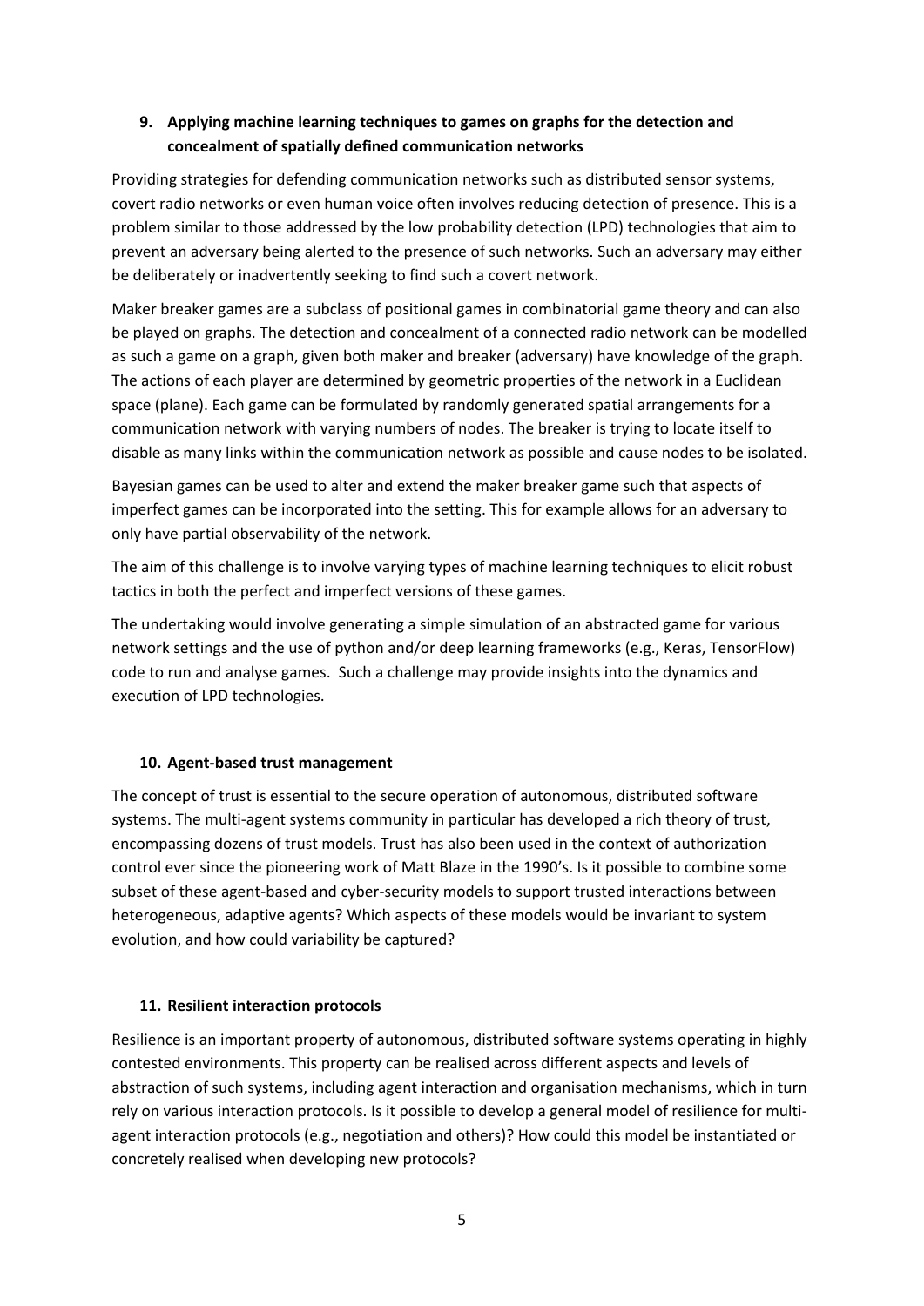### 9. Applying machine learning techniques to games on graphs for the detection and concealment of spatially defined communication networks

Providing strategies for defending communication networks such as distributed sensor systems, covert radio networks or even human voice often involves reducing detection of presence. This is a problem similar to those addressed by the low probability detection (LPD) technologies that aim to prevent an adversary being alerted to the presence of such networks. Such an adversary may either be deliberately or inadvertently seeking to find such a covert network.

Maker breaker games are a subclass of positional games in combinatorial game theory and can also be played on graphs. The detection and concealment of a connected radio network can be modelled as such a game on a graph, given both maker and breaker (adversary) have knowledge of the graph. The actions of each player are determined by geometric properties of the network in a Euclidean space (plane). Each game can be formulated by randomly generated spatial arrangements for a communication network with varying numbers of nodes. The breaker is trying to locate itself to disable as many links within the communication network as possible and cause nodes to be isolated.

Bayesian games can be used to alter and extend the maker breaker game such that aspects of imperfect games can be incorporated into the setting. This for example allows for an adversary to only have partial observability of the network.

The aim of this challenge is to involve varying types of machine learning techniques to elicit robust tactics in both the perfect and imperfect versions of these games.

The undertaking would involve generating a simple simulation of an abstracted game for various network settings and the use of python and/or deep learning frameworks (e.g., Keras, TensorFlow) code to run and analyse games. Such a challenge may provide insights into the dynamics and execution of LPD technologies.

### 10. Agent-based trust management

The concept of trust is essential to the secure operation of autonomous, distributed software systems. The multi-agent systems community in particular has developed a rich theory of trust, encompassing dozens of trust models. Trust has also been used in the context of authorization control ever since the pioneering work of Matt Blaze in the 1990's. Is it possible to combine some subset of these agent-based and cyber-security models to support trusted interactions between heterogeneous, adaptive agents? Which aspects of these models would be invariant to system evolution, and how could variability be captured?

### 11. Resilient interaction protocols

Resilience is an important property of autonomous, distributed software systems operating in highly contested environments. This property can be realised across different aspects and levels of abstraction of such systems, including agent interaction and organisation mechanisms, which in turn rely on various interaction protocols. Is it possible to develop a general model of resilience for multi-agent interaction protocols (e.g., negotiation and others)? How could this model be instantiated or concretely realised when developing new protocols?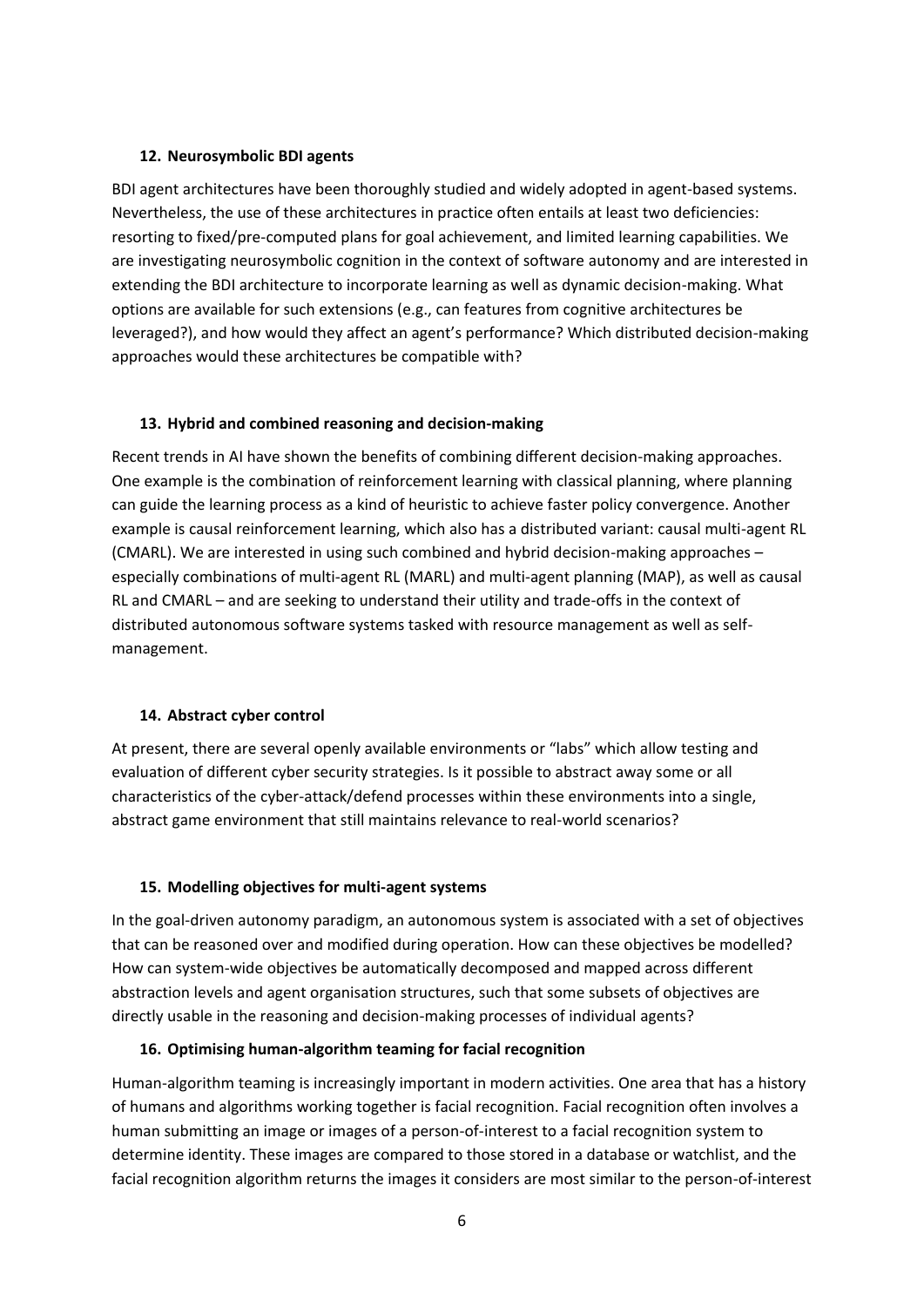### 12. Neurosymbolic BDI agents

BDI agent architectures have been thoroughly studied and widely adopted in agent-based systems. Nevertheless, the use of these architectures in practice often entails at least two deficiencies: resorting to fixed/pre-computed plans for goal achievement, and limited learning capabilities. We are investigating neurosymbolic cognition in the context of software autonomy and are interested in extending the BDI architecture to incorporate learning as well as dynamic decision-making. What options are available for such extensions (e.g., can features from cognitive architectures be leveraged?), and how would they affect an agent's performance? Which distributed decision-making approaches would these architectures be compatible with?

### 13. Hybrid and combined reasoning and decision-making

Recent trends in AI have shown the benefits of combining different decision-making approaches. One example is the combination of reinforcement learning with classical planning, where planning can guide the learning process as a kind of heuristic to achieve faster policy convergence. Another example is causal reinforcement learning, which also has a distributed variant: causal multi-agent RL (CMARL). We are interested in using such combined and hybrid decision-making approaches – especially combinations of multi-agent RL (MARL) and multi-agent planning (MAP), as well as causal RL and CMARL – and are seeking to understand their utility and trade-offs in the context of distributed autonomous software systems tasked with resource management as well as self-management.

### 14. Abstract cyber control

At present, there are several openly available environments or "labs" which allow testing and evaluation of different cyber security strategies. Is it possible to abstract away some or all characteristics of the cyber-attack/defend processes within these environments into a single, abstract game environment that still maintains relevance to real-world scenarios?

### 15. Modelling objectives for multi-agent systems

In the goal-driven autonomy paradigm, an autonomous system is associated with a set of objectives that can be reasoned over and modified during operation. How can these objectives be modelled? How can system-wide objectives be automatically decomposed and mapped across different abstraction levels and agent organisation structures, such that some subsets of objectives are directly usable in the reasoning and decision-making processes of individual agents?

### 16. Optimising human-algorithm teaming for facial recognition

Human-algorithm teaming is increasingly important in modern activities. One area that has a history of humans and algorithms working together is facial recognition. Facial recognition often involves a human submitting an image or images of a person-of-interest to a facial recognition system to determine identity. These images are compared to those stored in a database or watchlist, and the facial recognition algorithm returns the images it considers are most similar to the person-of-interest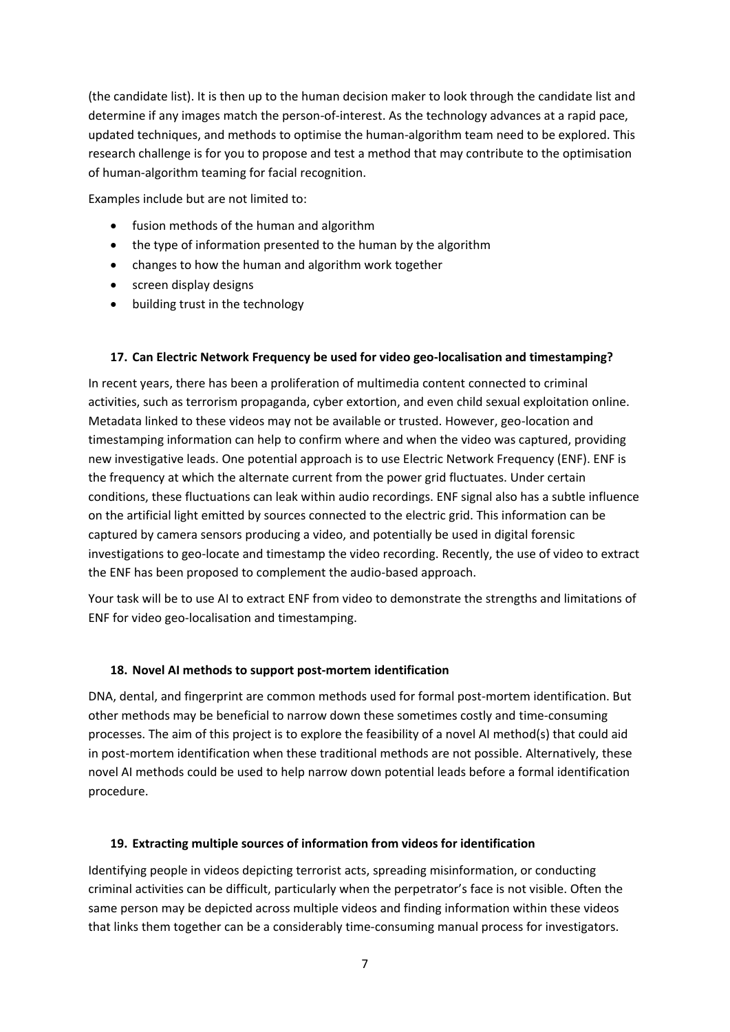(the candidate list). It is then up to the human decision maker to look through the candidate list and determine if any images match the person-of-interest. As the technology advances at a rapid pace, updated techniques, and methods to optimise the human-algorithm team need to be explored. This research challenge is for you to propose and test a method that may contribute to the optimisation of human-algorithm teaming for facial recognition.

Examples include but are not limited to:

- fusion methods of the human and algorithm
- the type of information presented to the human by the algorithm
- changes to how the human and algorithm work together
- screen display designs
- building trust in the technology

### 17. Can Electric Network Frequency be used for video geo-localisation and timestamping?

In recent years, there has been a proliferation of multimedia content connected to criminal activities, such as terrorism propaganda, cyber extortion, and even child sexual exploitation online. Metadata linked to these videos may not be available or trusted. However, geo-location and timestamping information can help to confirm where and when the video was captured, providing new investigative leads. One potential approach is to use Electric Network Frequency (ENF). ENF is the frequency at which the alternate current from the power grid fluctuates. Under certain conditions, these fluctuations can leak within audio recordings. ENF signal also has a subtle influence on the artificial light emitted by sources connected to the electric grid. This information can be captured by camera sensors producing a video, and potentially be used in digital forensic investigations to geo-locate and timestamp the video recording. Recently, the use of video to extract the ENF has been proposed to complement the audio-based approach.

Your task will be to use AI to extract ENF from video to demonstrate the strengths and limitations of ENF for video geo-localisation and timestamping.

### 18. Novel AI methods to support post-mortem identification

DNA, dental, and fingerprint are common methods used for formal post-mortem identification. But other methods may be beneficial to narrow down these sometimes costly and time-consuming processes. The aim of this project is to explore the feasibility of a novel AI method(s) that could aid in post-mortem identification when these traditional methods are not possible. Alternatively, these novel AI methods could be used to help narrow down potential leads before a formal identification procedure.

### 19. Extracting multiple sources of information from videos for identification

Identifying people in videos depicting terrorist acts, spreading misinformation, or conducting criminal activities can be difficult, particularly when the perpetrator's face is not visible. Often the same person may be depicted across multiple videos and finding information within these videos that links them together can be a considerably time-consuming manual process for investigators.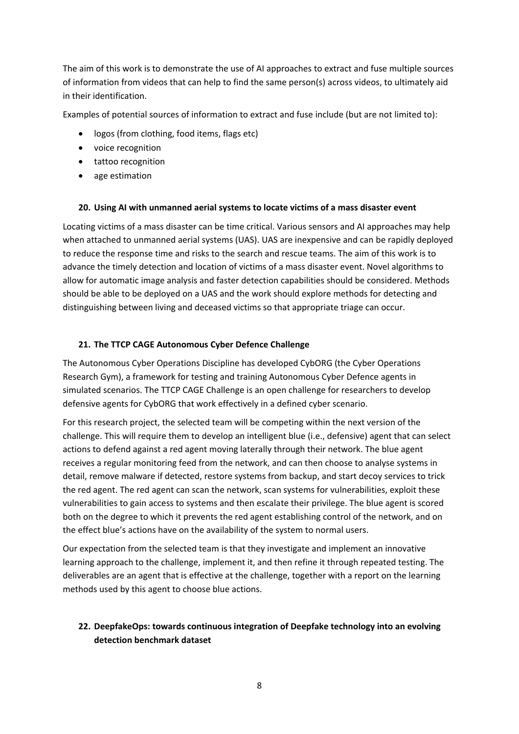The aim of this work is to demonstrate the use of AI approaches to extract and fuse multiple sources of information from videos that can help to find the same person(s) across videos, to ultimately aid in their identification.

Examples of potential sources of information to extract and fuse include (but are not limited to):

- logos (from clothing, food items, flags etc)
- voice recognition
- tattoo recognition
- age estimation

### 20. Using AI with unmanned aerial systems to locate victims of a mass disaster event

Locating victims of a mass disaster can be time critical. Various sensors and AI approaches may help when attached to unmanned aerial systems (UAS). UAS are inexpensive and can be rapidly deployed to reduce the response time and risks to the search and rescue teams. The aim of this work is to advance the timely detection and location of victims of a mass disaster event. Novel algorithms to allow for automatic image analysis and faster detection capabilities should be considered. Methods should be able to be deployed on a UAS and the work should explore methods for detecting and distinguishing between living and deceased victims so that appropriate triage can occur.

### 21. The TTCP CAGE Autonomous Cyber Defence Challenge

The Autonomous Cyber Operations Discipline has developed CybORG (the Cyber Operations Research Gym), a framework for testing and training Autonomous Cyber Defence agents in simulated scenarios. The TTCP CAGE Challenge is an open challenge for researchers to develop defensive agents for CybORG that work effectively in a defined cyber scenario.

For this research project, the selected team will be competing within the next version of the challenge. This will require them to develop an intelligent blue (i.e., defensive) agent that can select actions to defend against a red agent moving laterally through their network. The blue agent receives a regular monitoring feed from the network, and can then choose to analyse systems in detail, remove malware if detected, restore systems from backup, and start decoy services to trick the red agent. The red agent can scan the network, scan systems for vulnerabilities, exploit these vulnerabilities to gain access to systems and then escalate their privilege. The blue agent is scored both on the degree to which it prevents the red agent establishing control of the network, and on the effect blue's actions have on the availability of the system to normal users.

Our expectation from the selected team is that they investigate and implement an innovative learning approach to the challenge, implement it, and then refine it through repeated testing. The deliverables are an agent that is effective at the challenge, together with a report on the learning methods used by this agent to choose blue actions.

### 22. DeepfakeOps: towards continuous integration of Deepfake technology into an evolving detection benchmark dataset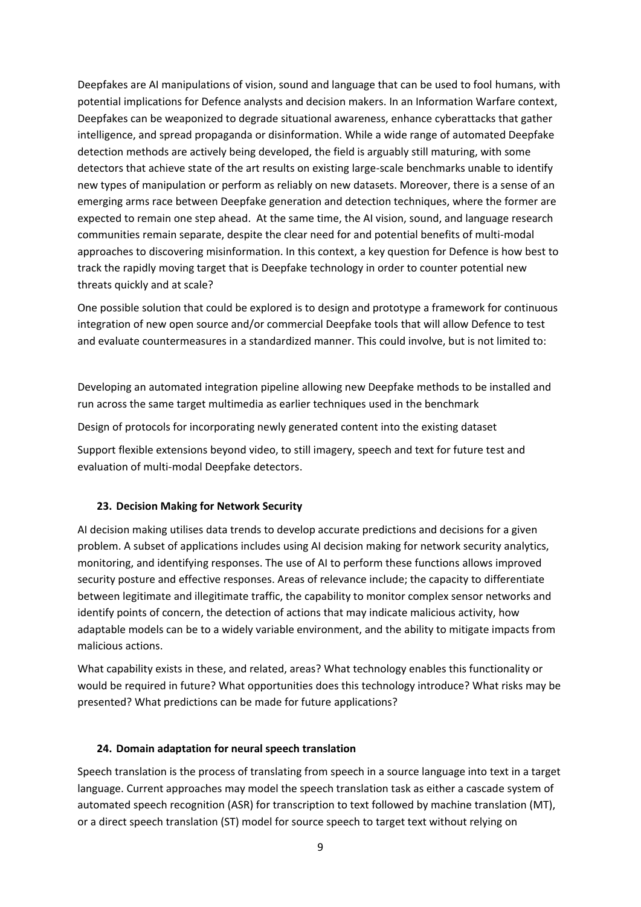Deepfakes are AI manipulations of vision, sound and language that can be used to fool humans, with potential implications for Defence analysts and decision makers. In an Information Warfare context, Deepfakes can be weaponized to degrade situational awareness, enhance cyberattacks that gather intelligence, and spread propaganda or disinformation. While a wide range of automated Deepfake detection methods are actively being developed, the field is arguably still maturing, with some detectors that achieve state of the art results on existing large-scale benchmarks unable to identify new types of manipulation or perform as reliably on new datasets. Moreover, there is a sense of an emerging arms race between Deepfake generation and detection techniques, where the former are expected to remain one step ahead. At the same time, the AI vision, sound, and language research communities remain separate, despite the clear need for and potential benefits of multi-modal approaches to discovering misinformation. In this context, a key question for Defence is how best to track the rapidly moving target that is Deepfake technology in order to counter potential new threats quickly and at scale?

One possible solution that could be explored is to design and prototype a framework for continuous integration of new open source and/or commercial Deepfake tools that will allow Defence to test and evaluate countermeasures in a standardized manner. This could involve, but is not limited to:

Developing an automated integration pipeline allowing new Deepfake methods to be installed and run across the same target multimedia as earlier techniques used in the benchmark

Design of protocols for incorporating newly generated content into the existing dataset

Support flexible extensions beyond video, to still imagery, speech and text for future test and evaluation of multi-modal Deepfake detectors.

### 23. Decision Making for Network Security

AI decision making utilises data trends to develop accurate predictions and decisions for a given problem. A subset of applications includes using AI decision making for network security analytics, monitoring, and identifying responses. The use of AI to perform these functions allows improved security posture and effective responses. Areas of relevance include; the capacity to differentiate between legitimate and illegitimate traffic, the capability to monitor complex sensor networks and identify points of concern, the detection of actions that may indicate malicious activity, how adaptable models can be to a widely variable environment, and the ability to mitigate impacts from malicious actions.

What capability exists in these, and related, areas? What technology enables this functionality or would be required in future? What opportunities does this technology introduce? What risks may be presented? What predictions can be made for future applications?

### 24. Domain adaptation for neural speech translation

Speech translation is the process of translating from speech in a source language into text in a target language. Current approaches may model the speech translation task as either a cascade system of automated speech recognition (ASR) for transcription to text followed by machine translation (MT), or a direct speech translation (ST) model for source speech to target text without relying on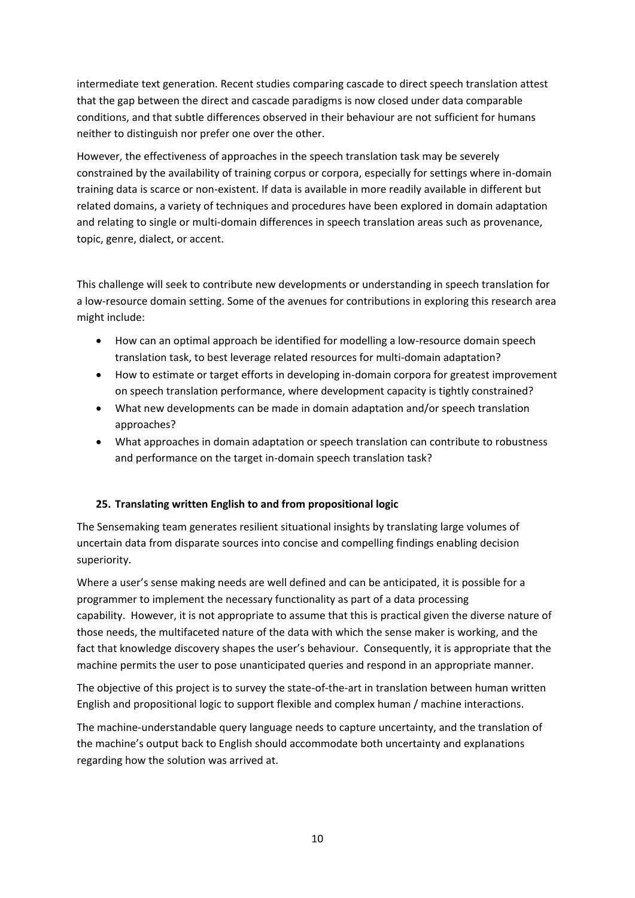intermediate text generation. Recent studies comparing cascade to direct speech translation attest that the gap between the direct and cascade paradigms is now closed under data comparable conditions, and that subtle differences observed in their behaviour are not sufficient for humans neither to distinguish nor prefer one over the other.

However, the effectiveness of approaches in the speech translation task may be severely constrained by the availability of training corpus or corpora, especially for settings where in-domain training data is scarce or non-existent. If data is available in more readily available in different but related domains, a variety of techniques and procedures have been explored in domain adaptation and relating to single or multi-domain differences in speech translation areas such as provenance, topic, genre, dialect, or accent.

This challenge will seek to contribute new developments or understanding in speech translation for a low-resource domain setting. Some of the avenues for contributions in exploring this research area might include:

- How can an optimal approach be identified for modelling a low-resource domain speech translation task, to best leverage related resources for multi-domain adaptation?
- How to estimate or target efforts in developing in-domain corpora for greatest improvement on speech translation performance, where development capacity is tightly constrained?
- What new developments can be made in domain adaptation and/or speech translation approaches?
- What approaches in domain adaptation or speech translation can contribute to robustness and performance on the target in-domain speech translation task?

### 25. Translating written English to and from propositional logic

The Sensemaking team generates resilient situational insights by translating large volumes of uncertain data from disparate sources into concise and compelling findings enabling decision superiority.

Where a user's sense making needs are well defined and can be anticipated, it is possible for a programmer to implement the necessary functionality as part of a data processing capability. However, it is not appropriate to assume that this is practical given the diverse nature of those needs, the multifaceted nature of the data with which the sense maker is working, and the fact that knowledge discovery shapes the user's behaviour. Consequently, it is appropriate that the machine permits the user to pose unanticipated queries and respond in an appropriate manner.

The objective of this project is to survey the state-of-the-art in translation between human written English and propositional logic to support flexible and complex human / machine interactions.

The machine-understandable query language needs to capture uncertainty, and the translation of the machine's output back to English should accommodate both uncertainty and explanations regarding how the solution was arrived at.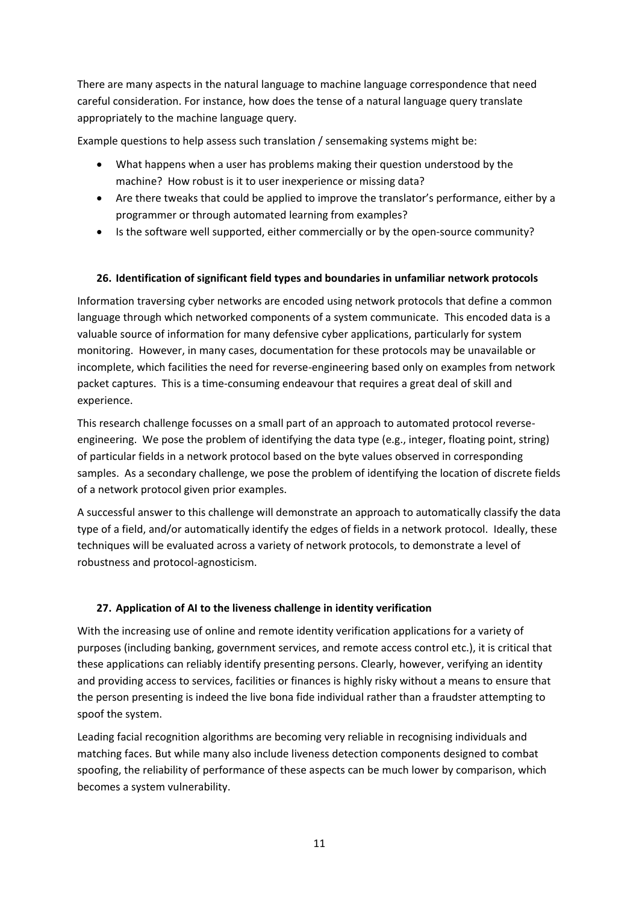There are many aspects in the natural language to machine language correspondence that need careful consideration. For instance, how does the tense of a natural language query translate appropriately to the machine language query.

Example questions to help assess such translation / sensemaking systems might be:

- What happens when a user has problems making their question understood by the machine? How robust is it to user inexperience or missing data?
- Are there tweaks that could be applied to improve the translator's performance, either by a programmer or through automated learning from examples?
- Is the software well supported, either commercially or by the open-source community?

### 26. Identification of significant field types and boundaries in unfamiliar network protocols

Information traversing cyber networks are encoded using network protocols that define a common language through which networked components of a system communicate. This encoded data is a valuable source of information for many defensive cyber applications, particularly for system monitoring. However, in many cases, documentation for these protocols may be unavailable or incomplete, which facilities the need for reverse-engineering based only on examples from network packet captures. This is a time-consuming endeavour that requires a great deal of skill and experience.

This research challenge focusses on a small part of an approach to automated protocol reverse-engineering. We pose the problem of identifying the data type (e.g., integer, floating point, string) of particular fields in a network protocol based on the byte values observed in corresponding samples. As a secondary challenge, we pose the problem of identifying the location of discrete fields of a network protocol given prior examples.

A successful answer to this challenge will demonstrate an approach to automatically classify the data type of a field, and/or automatically identify the edges of fields in a network protocol. Ideally, these techniques will be evaluated across a variety of network protocols, to demonstrate a level of robustness and protocol-agnosticism.

### 27. Application of AI to the liveness challenge in identity verification

With the increasing use of online and remote identity verification applications for a variety of purposes (including banking, government services, and remote access control etc.), it is critical that these applications can reliably identify presenting persons. Clearly, however, verifying an identity and providing access to services, facilities or finances is highly risky without a means to ensure that the person presenting is indeed the live bona fide individual rather than a fraudster attempting to spoof the system.

Leading facial recognition algorithms are becoming very reliable in recognising individuals and matching faces. But while many also include liveness detection components designed to combat spoofing, the reliability of performance of these aspects can be much lower by comparison, which becomes a system vulnerability.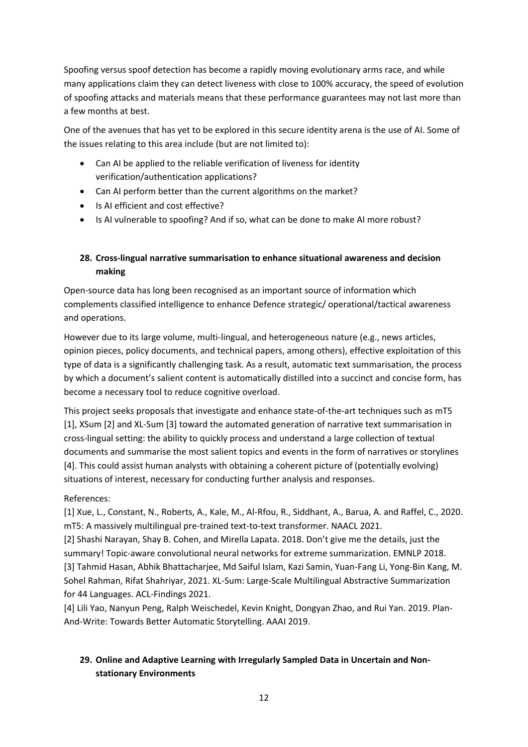Spoofing versus spoof detection has become a rapidly moving evolutionary arms race, and while many applications claim they can detect liveness with close to 100% accuracy, the speed of evolution of spoofing attacks and materials means that these performance guarantees may not last more than a few months at best.

One of the avenues that has yet to be explored in this secure identity arena is the use of AI. Some of the issues relating to this area include (but are not limited to):

- Can AI be applied to the reliable verification of liveness for identity verification/authentication applications?
- Can AI perform better than the current algorithms on the market?
- Is AI efficient and cost effective?
- Is AI vulnerable to spoofing? And if so, what can be done to make AI more robust?

### 28. Cross-lingual narrative summarisation to enhance situational awareness and decision making

Open-source data has long been recognised as an important source of information which complements classified intelligence to enhance Defence strategic/ operational/tactical awareness and operations.

However due to its large volume, multi-lingual, and heterogeneous nature (e.g., news articles, opinion pieces, policy documents, and technical papers, among others), effective exploitation of this type of data is a significantly challenging task. As a result, automatic text summarisation, the process by which a document's salient content is automatically distilled into a succinct and concise form, has become a necessary tool to reduce cognitive overload.

This project seeks proposals that investigate and enhance state-of-the-art techniques such as mT5 [1], XSum [2] and XL-Sum [3] toward the automated generation of narrative text summarisation in cross-lingual setting: the ability to quickly process and understand a large collection of textual documents and summarise the most salient topics and events in the form of narratives or storylines [4]. This could assist human analysts with obtaining a coherent picture of (potentially evolving) situations of interest, necessary for conducting further analysis and responses.

References:

[1] Xue, L., Constant, N., Roberts, A., Kale, M., Al-Rfou, R., Siddhant, A., Barua, A. and Raffel, C., 2020. mT5: A massively multilingual pre-trained text-to-text transformer. NAACL 2021.

[2] Shashi Narayan, Shay B. Cohen, and Mirella Lapata. 2018. Don't give me the details, just the summary! Topic-aware convolutional neural networks for extreme summarization. EMNLP 2018.

[3] Tahmid Hasan, Abhik Bhattacharjee, Md Saiful Islam, Kazi Samin, Yuan-Fang Li, Yong-Bin Kang, M. Sohel Rahman, Rifat Shahriyar, 2021. XL-Sum: Large-Scale Multilingual Abstractive Summarization for 44 Languages. ACL-Findings 2021.

[4] Lili Yao, Nanyun Peng, Ralph Weischedel, Kevin Knight, Dongyan Zhao, and Rui Yan. 2019. Plan-And-Write: Towards Better Automatic Storytelling. AAAI 2019.

### 29. Online and Adaptive Learning with Irregularly Sampled Data in Uncertain and Non-stationary Environments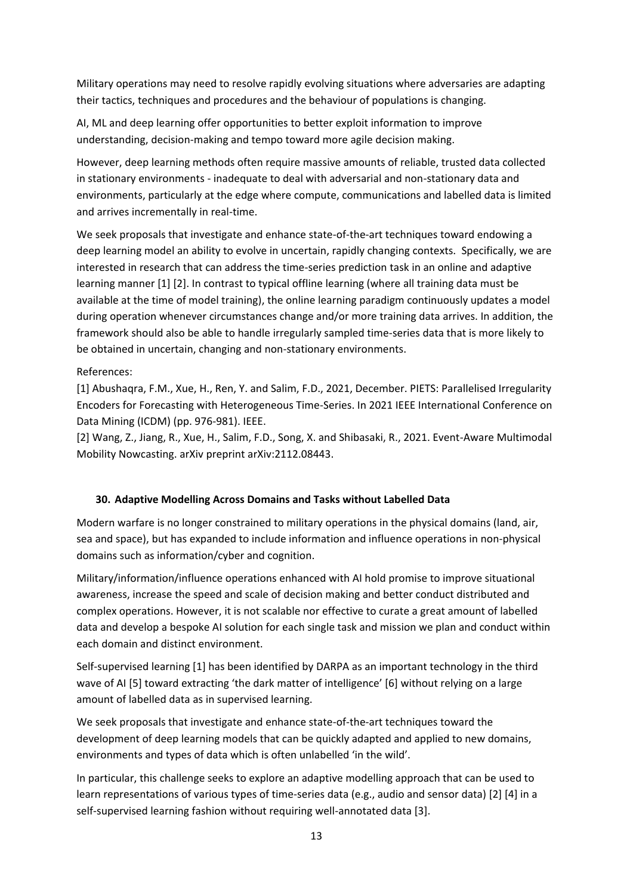Military operations may need to resolve rapidly evolving situations where adversaries are adapting their tactics, techniques and procedures and the behaviour of populations is changing.

AI, ML and deep learning offer opportunities to better exploit information to improve understanding, decision-making and tempo toward more agile decision making.

However, deep learning methods often require massive amounts of reliable, trusted data collected in stationary environments - inadequate to deal with adversarial and non-stationary data and environments, particularly at the edge where compute, communications and labelled data is limited and arrives incrementally in real-time.

We seek proposals that investigate and enhance state-of-the-art techniques toward endowing a deep learning model an ability to evolve in uncertain, rapidly changing contexts. Specifically, we are interested in research that can address the time-series prediction task in an online and adaptive learning manner [1] [2]. In contrast to typical offline learning (where all training data must be available at the time of model training), the online learning paradigm continuously updates a model during operation whenever circumstances change and/or more training data arrives. In addition, the framework should also be able to handle irregularly sampled time-series data that is more likely to be obtained in uncertain, changing and non-stationary environments.

References:
[1] Abushaqra, F.M., Xue, H., Ren, Y. and Salim, F.D., 2021, December. PIETS: Parallelised Irregularity Encoders for Forecasting with Heterogeneous Time-Series. In 2021 IEEE International Conference on Data Mining (ICDM) (pp. 976-981). IEEE.
[2] Wang, Z., Jiang, R., Xue, H., Salim, F.D., Song, X. and Shibasaki, R., 2021. Event-Aware Multimodal Mobility Nowcasting. arXiv preprint arXiv:2112.08443.

### 30. Adaptive Modelling Across Domains and Tasks without Labelled Data

Modern warfare is no longer constrained to military operations in the physical domains (land, air, sea and space), but has expanded to include information and influence operations in non-physical domains such as information/cyber and cognition.

Military/information/influence operations enhanced with AI hold promise to improve situational awareness, increase the speed and scale of decision making and better conduct distributed and complex operations. However, it is not scalable nor effective to curate a great amount of labelled data and develop a bespoke AI solution for each single task and mission we plan and conduct within each domain and distinct environment.

Self-supervised learning [1] has been identified by DARPA as an important technology in the third wave of AI [5] toward extracting 'the dark matter of intelligence' [6] without relying on a large amount of labelled data as in supervised learning.

We seek proposals that investigate and enhance state-of-the-art techniques toward the development of deep learning models that can be quickly adapted and applied to new domains, environments and types of data which is often unlabelled 'in the wild'.

In particular, this challenge seeks to explore an adaptive modelling approach that can be used to learn representations of various types of time-series data (e.g., audio and sensor data) [2] [4] in a self-supervised learning fashion without requiring well-annotated data [3].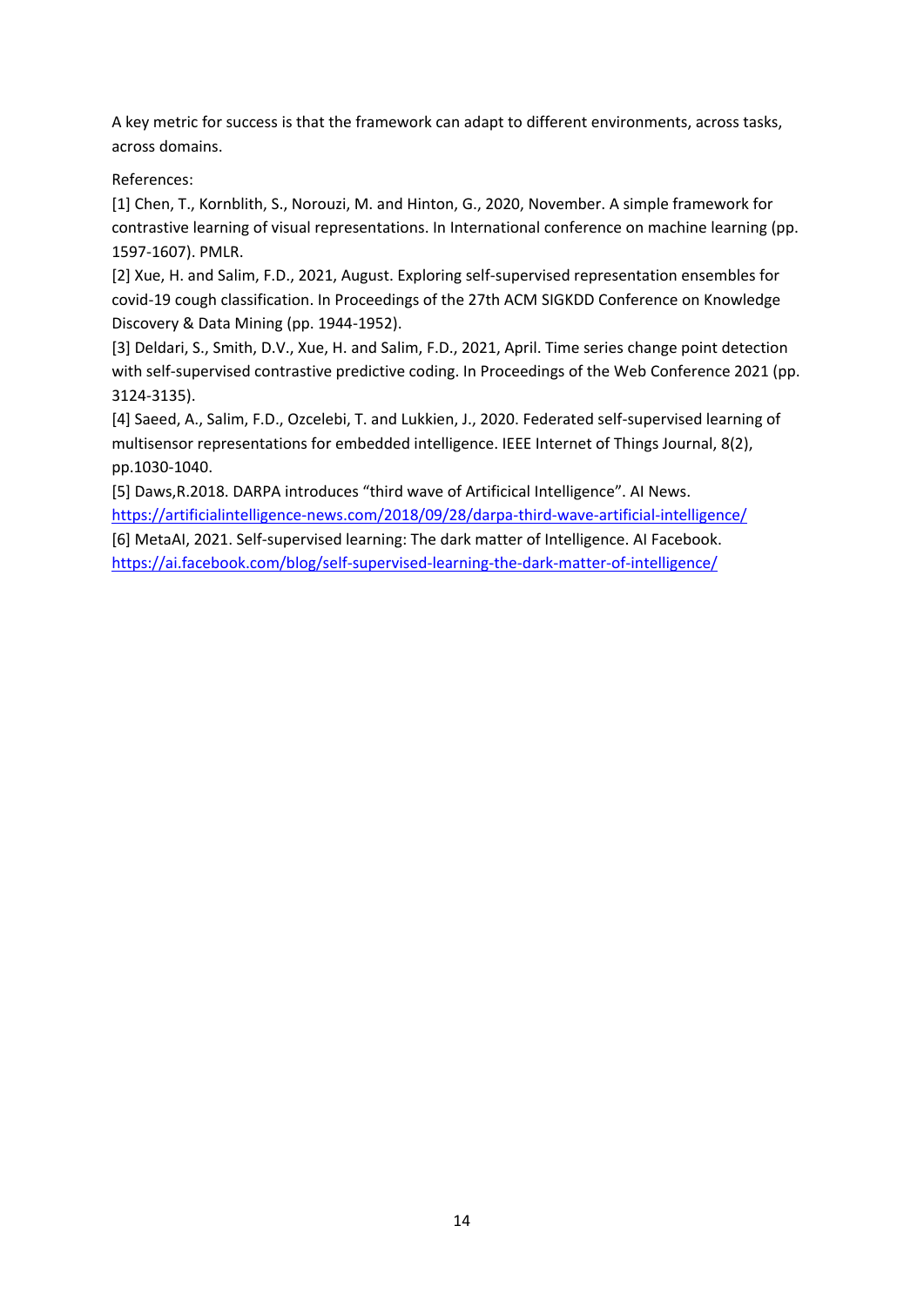A key metric for success is that the framework can adapt to different environments, across tasks, across domains.

References:

[1] Chen, T., Kornblith, S., Norouzi, M. and Hinton, G., 2020, November. A simple framework for contrastive learning of visual representations. In International conference on machine learning (pp. 1597-1607). PMLR.

[2] Xue, H. and Salim, F.D., 2021, August. Exploring self-supervised representation ensembles for covid-19 cough classification. In Proceedings of the 27th ACM SIGKDD Conference on Knowledge Discovery & Data Mining (pp. 1944-1952).

[3] Deldari, S., Smith, D.V., Xue, H. and Salim, F.D., 2021, April. Time series change point detection with self-supervised contrastive predictive coding. In Proceedings of the Web Conference 2021 (pp. 3124-3135).

[4] Saeed, A., Salim, F.D., Ozcelebi, T. and Lukkien, J., 2020. Federated self-supervised learning of multisensor representations for embedded intelligence. IEEE Internet of Things Journal, 8(2), pp.1030-1040.

[5] Daws,R.2018. DARPA introduces “third wave of Artificical Intelligence”. AI News. https://artificialintelligence-news.com/2018/09/28/darpa-third-wave-artificial-intelligence/

[6] MetaAI, 2021. Self-supervised learning: The dark matter of Intelligence. AI Facebook. https://ai.facebook.com/blog/self-supervised-learning-the-dark-matter-of-intelligence/